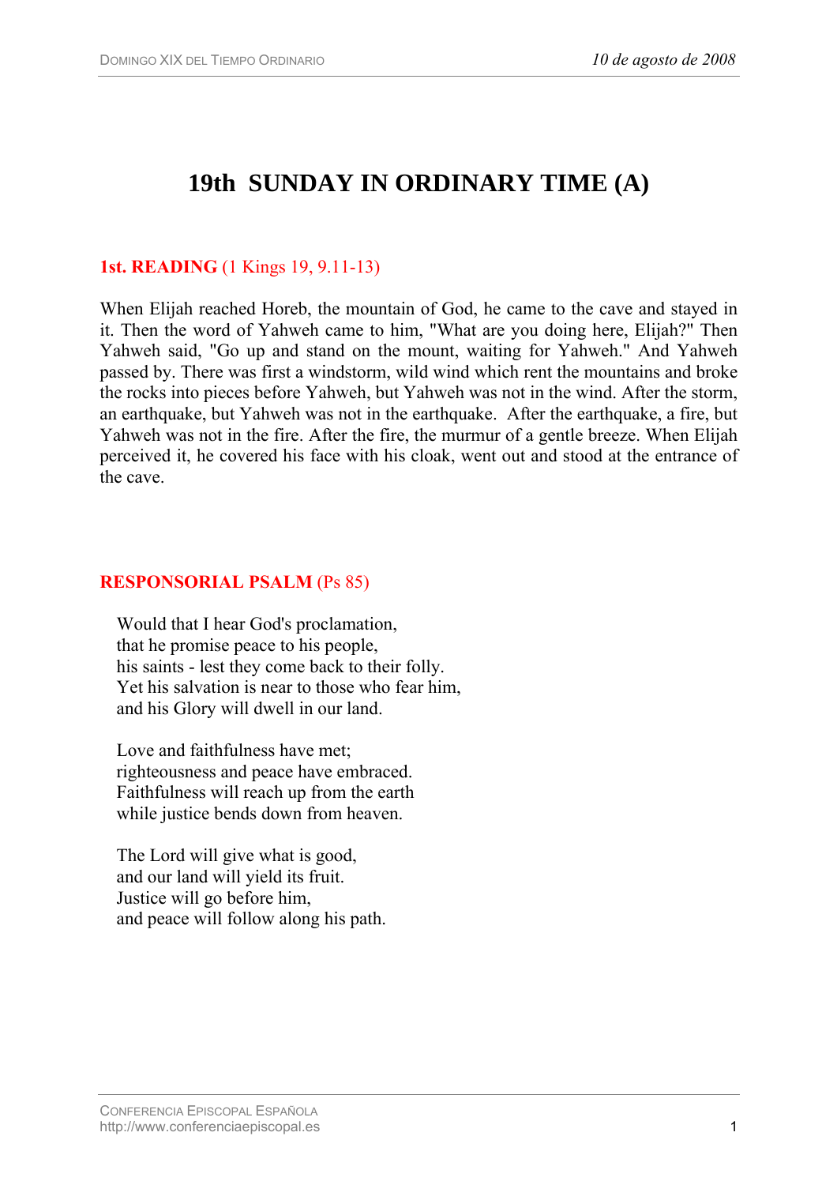# 19th SUNDAY IN ORDINARY TIME (A)

**1st. READING** (1 Kings 19, 9.11-13)

When Elijah reached Horeb, the mountain of God, he came to the cave and stayed in it. Then the word of Yahweh came to him, "What are you doing here, Elijah?" Then Yahweh said, "Go up and stand on the mount, waiting for Yahweh." And Yahweh passed by. There was first a windstorm, wild wind which rent the mountains and broke the rocks into pieces before Yahweh, but Yahweh was not in the wind. After the storm, an earthquake, but Yahweh was not in the earthquake. After the earthquake, a fire, but Yahweh was not in the fire. After the fire, the murmur of a gentle breeze. When Elijah perceived it, he covered his face with his cloak, went out and stood at the entrance of the cave.

**RESPONSORIAL PSALM** (Ps 85)

Would that I hear God's proclamation,
that he promise peace to his people,
his saints - lest they come back to their folly.
Yet his salvation is near to those who fear him,
and his Glory will dwell in our land.

Love and faithfulness have met;
righteousness and peace have embraced.
Faithfulness will reach up from the earth
while justice bends down from heaven.

The Lord will give what is good,
and our land will yield its fruit.
Justice will go before him,
and peace will follow along his path.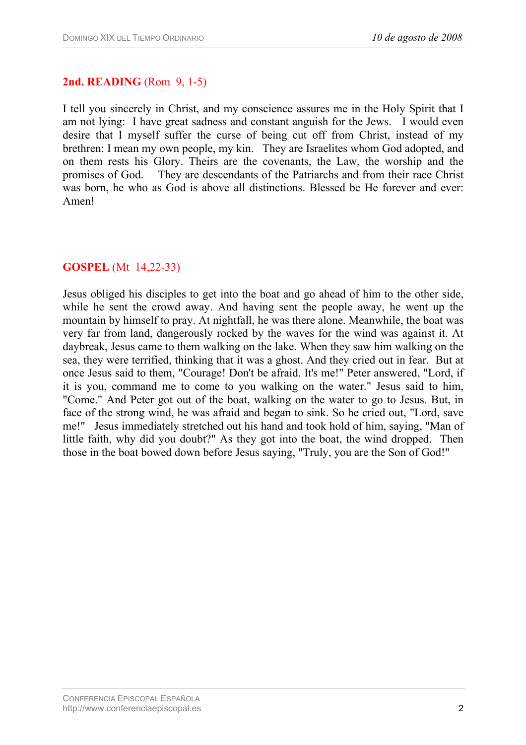## **2nd. READING** (Rom 9, 1-5)

I tell you sincerely in Christ, and my conscience assures me in the Holy Spirit that I am not lying: I have great sadness and constant anguish for the Jews. I would even desire that I myself suffer the curse of being cut off from Christ, instead of my brethren: I mean my own people, my kin. They are Israelites whom God adopted, and on them rests his Glory. Theirs are the covenants, the Law, the worship and the promises of God. They are descendants of the Patriarchs and from their race Christ was born, he who as God is above all distinctions. Blessed be He forever and ever: Amen!

## **GOSPEL** (Mt 14,22-33)

Jesus obliged his disciples to get into the boat and go ahead of him to the other side, while he sent the crowd away. And having sent the people away, he went up the mountain by himself to pray. At nightfall, he was there alone. Meanwhile, the boat was very far from land, dangerously rocked by the waves for the wind was against it. At daybreak, Jesus came to them walking on the lake. When they saw him walking on the sea, they were terrified, thinking that it was a ghost. And they cried out in fear. But at once Jesus said to them, "Courage! Don't be afraid. It's me!" Peter answered, "Lord, if it is you, command me to come to you walking on the water." Jesus said to him, "Come." And Peter got out of the boat, walking on the water to go to Jesus. But, in face of the strong wind, he was afraid and began to sink. So he cried out, "Lord, save me!" Jesus immediately stretched out his hand and took hold of him, saying, "Man of little faith, why did you doubt?" As they got into the boat, the wind dropped. Then those in the boat bowed down before Jesus saying, "Truly, you are the Son of God!"